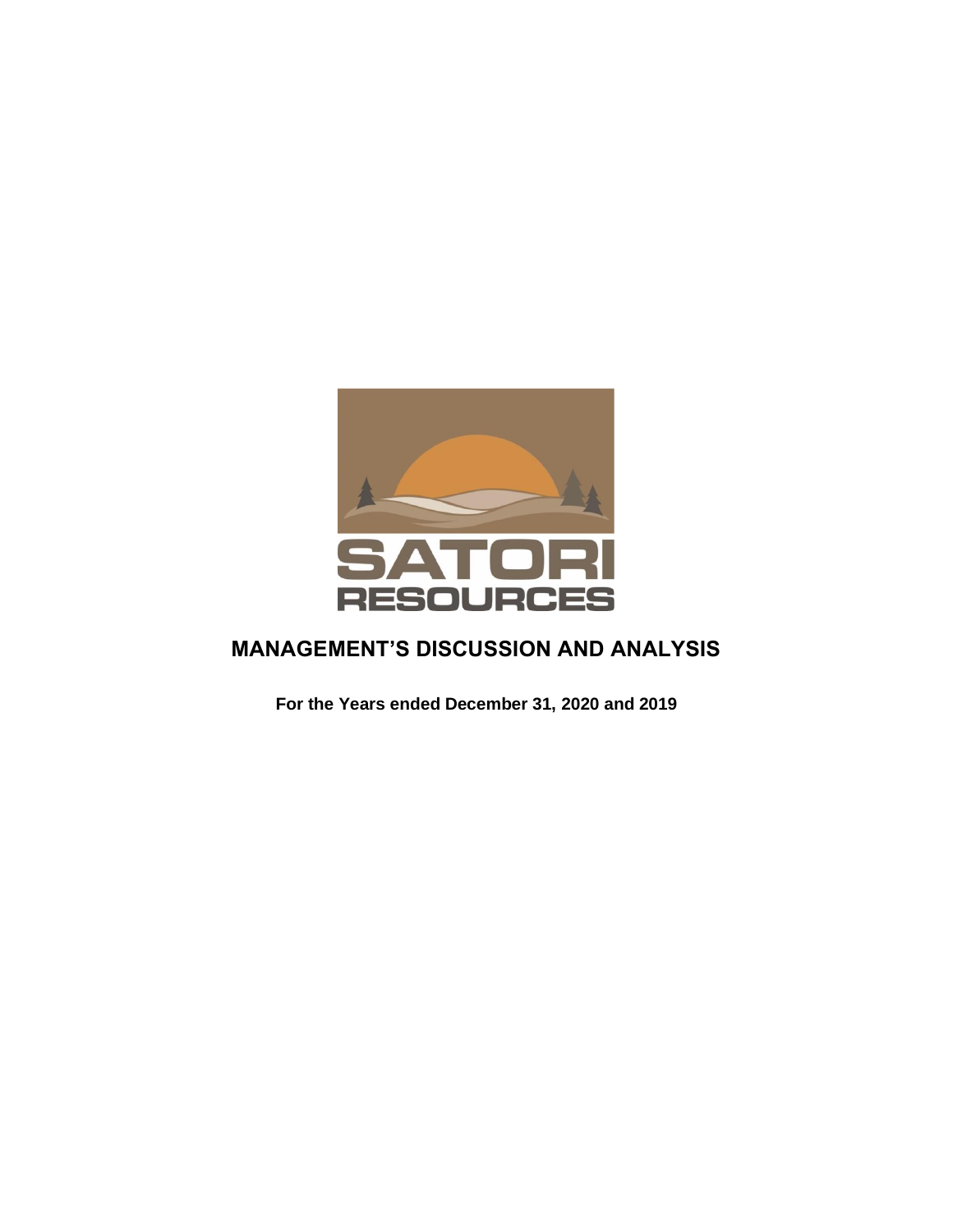SATORI RESOURCES

# MANAGEMENT'S DISCUSSION AND ANALYSIS

**For the Years ended December 31, 2020 and 2019**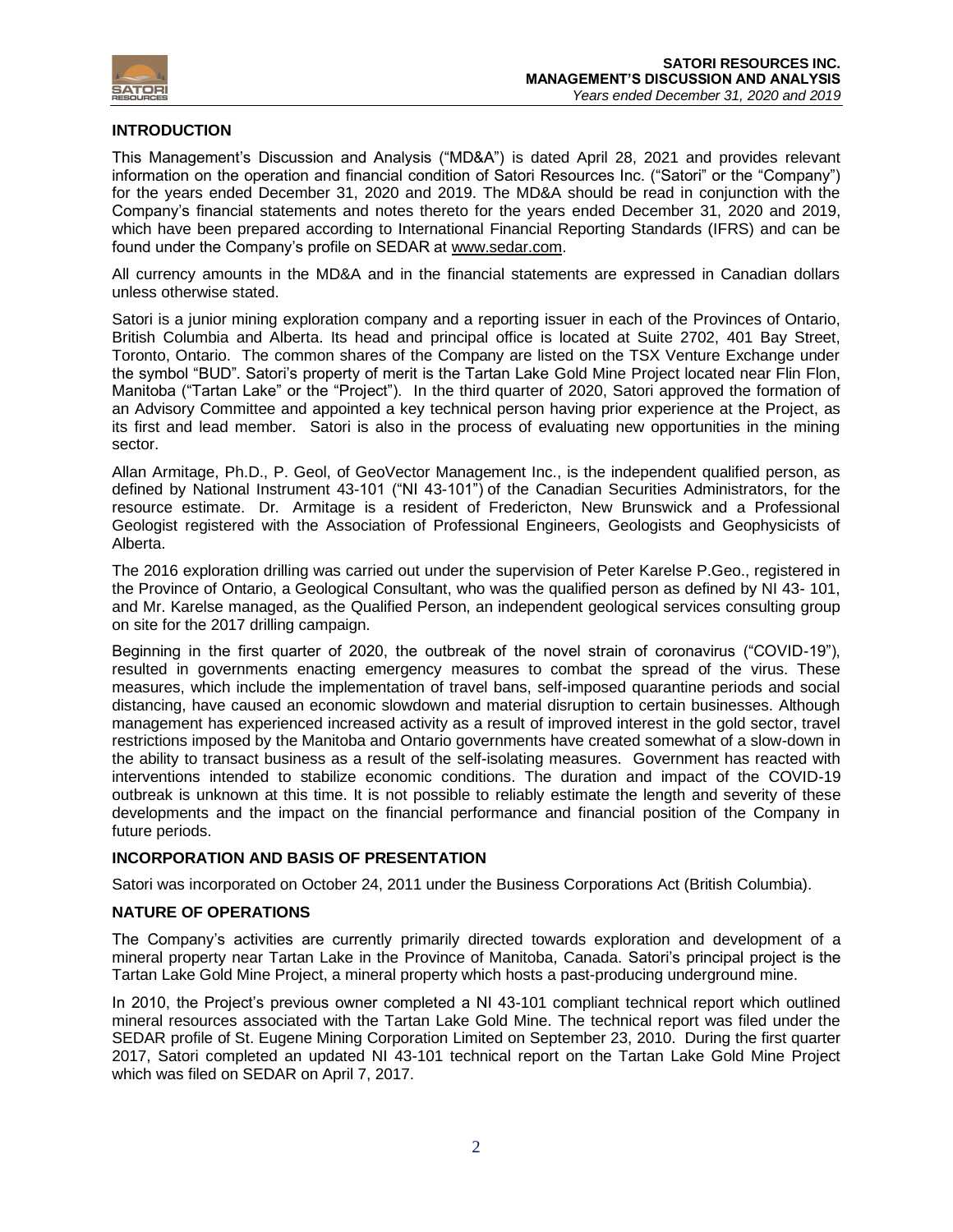## INTRODUCTION

This Management's Discussion and Analysis ("MD&A") is dated April 28, 2021 and provides relevant information on the operation and financial condition of Satori Resources Inc. ("Satori" or the "Company") for the years ended December 31, 2020 and 2019. The MD&A should be read in conjunction with the Company's financial statements and notes thereto for the years ended December 31, 2020 and 2019, which have been prepared according to International Financial Reporting Standards (IFRS) and can be found under the Company's profile on SEDAR at www.sedar.com.

All currency amounts in the MD&A and in the financial statements are expressed in Canadian dollars unless otherwise stated.

Satori is a junior mining exploration company and a reporting issuer in each of the Provinces of Ontario, British Columbia and Alberta. Its head and principal office is located at Suite 2702, 401 Bay Street, Toronto, Ontario. The common shares of the Company are listed on the TSX Venture Exchange under the symbol "BUD". Satori's property of merit is the Tartan Lake Gold Mine Project located near Flin Flon, Manitoba ("Tartan Lake" or the "Project"). In the third quarter of 2020, Satori approved the formation of an Advisory Committee and appointed a key technical person having prior experience at the Project, as its first and lead member. Satori is also in the process of evaluating new opportunities in the mining sector.

Allan Armitage, Ph.D., P. Geol, of GeoVector Management Inc., is the independent qualified person, as defined by National Instrument 43-101 ("NI 43-101") of the Canadian Securities Administrators, for the resource estimate. Dr. Armitage is a resident of Fredericton, New Brunswick and a Professional Geologist registered with the Association of Professional Engineers, Geologists and Geophysicists of Alberta.

The 2016 exploration drilling was carried out under the supervision of Peter Karelse P.Geo., registered in the Province of Ontario, a Geological Consultant, who was the qualified person as defined by NI 43- 101, and Mr. Karelse managed, as the Qualified Person, an independent geological services consulting group on site for the 2017 drilling campaign.

Beginning in the first quarter of 2020, the outbreak of the novel strain of coronavirus ("COVID-19"), resulted in governments enacting emergency measures to combat the spread of the virus. These measures, which include the implementation of travel bans, self-imposed quarantine periods and social distancing, have caused an economic slowdown and material disruption to certain businesses. Although management has experienced increased activity as a result of improved interest in the gold sector, travel restrictions imposed by the Manitoba and Ontario governments have created somewhat of a slow-down in the ability to transact business as a result of the self-isolating measures. Government has reacted with interventions intended to stabilize economic conditions. The duration and impact of the COVID-19 outbreak is unknown at this time. It is not possible to reliably estimate the length and severity of these developments and the impact on the financial performance and financial position of the Company in future periods.

## INCORPORATION AND BASIS OF PRESENTATION

Satori was incorporated on October 24, 2011 under the Business Corporations Act (British Columbia).

## NATURE OF OPERATIONS

The Company's activities are currently primarily directed towards exploration and development of a mineral property near Tartan Lake in the Province of Manitoba, Canada. Satori's principal project is the Tartan Lake Gold Mine Project, a mineral property which hosts a past-producing underground mine.

In 2010, the Project's previous owner completed a NI 43-101 compliant technical report which outlined mineral resources associated with the Tartan Lake Gold Mine. The technical report was filed under the SEDAR profile of St. Eugene Mining Corporation Limited on September 23, 2010. During the first quarter 2017, Satori completed an updated NI 43-101 technical report on the Tartan Lake Gold Mine Project which was filed on SEDAR on April 7, 2017.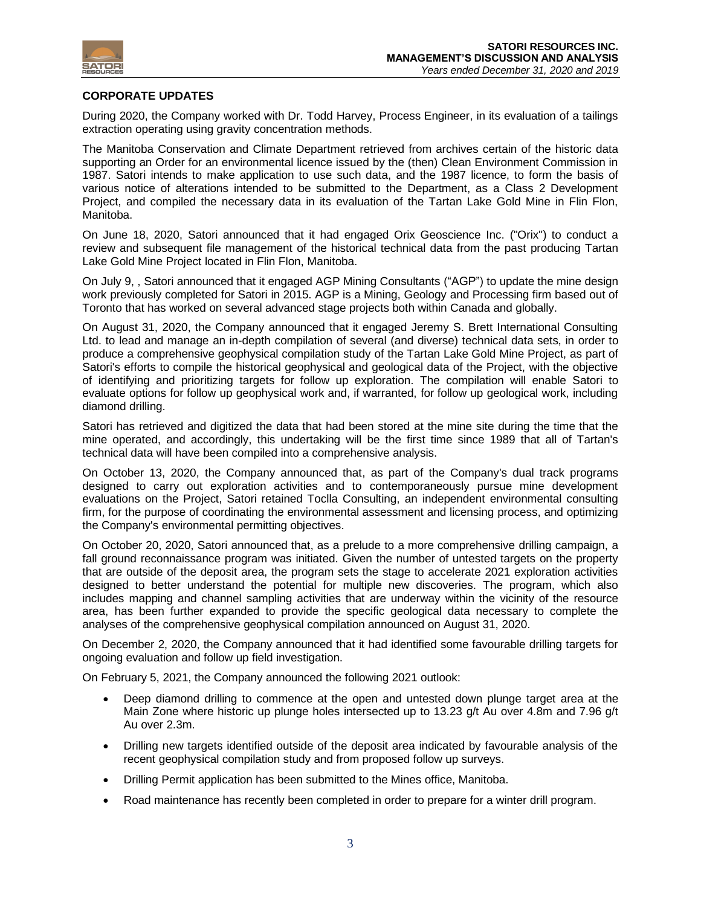## CORPORATE UPDATES

During 2020, the Company worked with Dr. Todd Harvey, Process Engineer, in its evaluation of a tailings extraction operating using gravity concentration methods.

The Manitoba Conservation and Climate Department retrieved from archives certain of the historic data supporting an Order for an environmental licence issued by the (then) Clean Environment Commission in 1987. Satori intends to make application to use such data, and the 1987 licence, to form the basis of various notice of alterations intended to be submitted to the Department, as a Class 2 Development Project, and compiled the necessary data in its evaluation of the Tartan Lake Gold Mine in Flin Flon, Manitoba.

On June 18, 2020, Satori announced that it had engaged Orix Geoscience Inc. ("Orix") to conduct a review and subsequent file management of the historical technical data from the past producing Tartan Lake Gold Mine Project located in Flin Flon, Manitoba.

On July 9, , Satori announced that it engaged AGP Mining Consultants ("AGP") to update the mine design work previously completed for Satori in 2015. AGP is a Mining, Geology and Processing firm based out of Toronto that has worked on several advanced stage projects both within Canada and globally.

On August 31, 2020, the Company announced that it engaged Jeremy S. Brett International Consulting Ltd. to lead and manage an in-depth compilation of several (and diverse) technical data sets, in order to produce a comprehensive geophysical compilation study of the Tartan Lake Gold Mine Project, as part of Satori's efforts to compile the historical geophysical and geological data of the Project, with the objective of identifying and prioritizing targets for follow up exploration. The compilation will enable Satori to evaluate options for follow up geophysical work and, if warranted, for follow up geological work, including diamond drilling.

Satori has retrieved and digitized the data that had been stored at the mine site during the time that the mine operated, and accordingly, this undertaking will be the first time since 1989 that all of Tartan's technical data will have been compiled into a comprehensive analysis.

On October 13, 2020, the Company announced that, as part of the Company's dual track programs designed to carry out exploration activities and to contemporaneously pursue mine development evaluations on the Project, Satori retained Toclla Consulting, an independent environmental consulting firm, for the purpose of coordinating the environmental assessment and licensing process, and optimizing the Company's environmental permitting objectives.

On October 20, 2020, Satori announced that, as a prelude to a more comprehensive drilling campaign, a fall ground reconnaissance program was initiated. Given the number of untested targets on the property that are outside of the deposit area, the program sets the stage to accelerate 2021 exploration activities designed to better understand the potential for multiple new discoveries. The program, which also includes mapping and channel sampling activities that are underway within the vicinity of the resource area, has been further expanded to provide the specific geological data necessary to complete the analyses of the comprehensive geophysical compilation announced on August 31, 2020.

On December 2, 2020, the Company announced that it had identified some favourable drilling targets for ongoing evaluation and follow up field investigation.

On February 5, 2021, the Company announced the following 2021 outlook:

- Deep diamond drilling to commence at the open and untested down plunge target area at the Main Zone where historic up plunge holes intersected up to 13.23 g/t Au over 4.8m and 7.96 g/t Au over 2.3m.
- Drilling new targets identified outside of the deposit area indicated by favourable analysis of the recent geophysical compilation study and from proposed follow up surveys.
- Drilling Permit application has been submitted to the Mines office, Manitoba.
- Road maintenance has recently been completed in order to prepare for a winter drill program.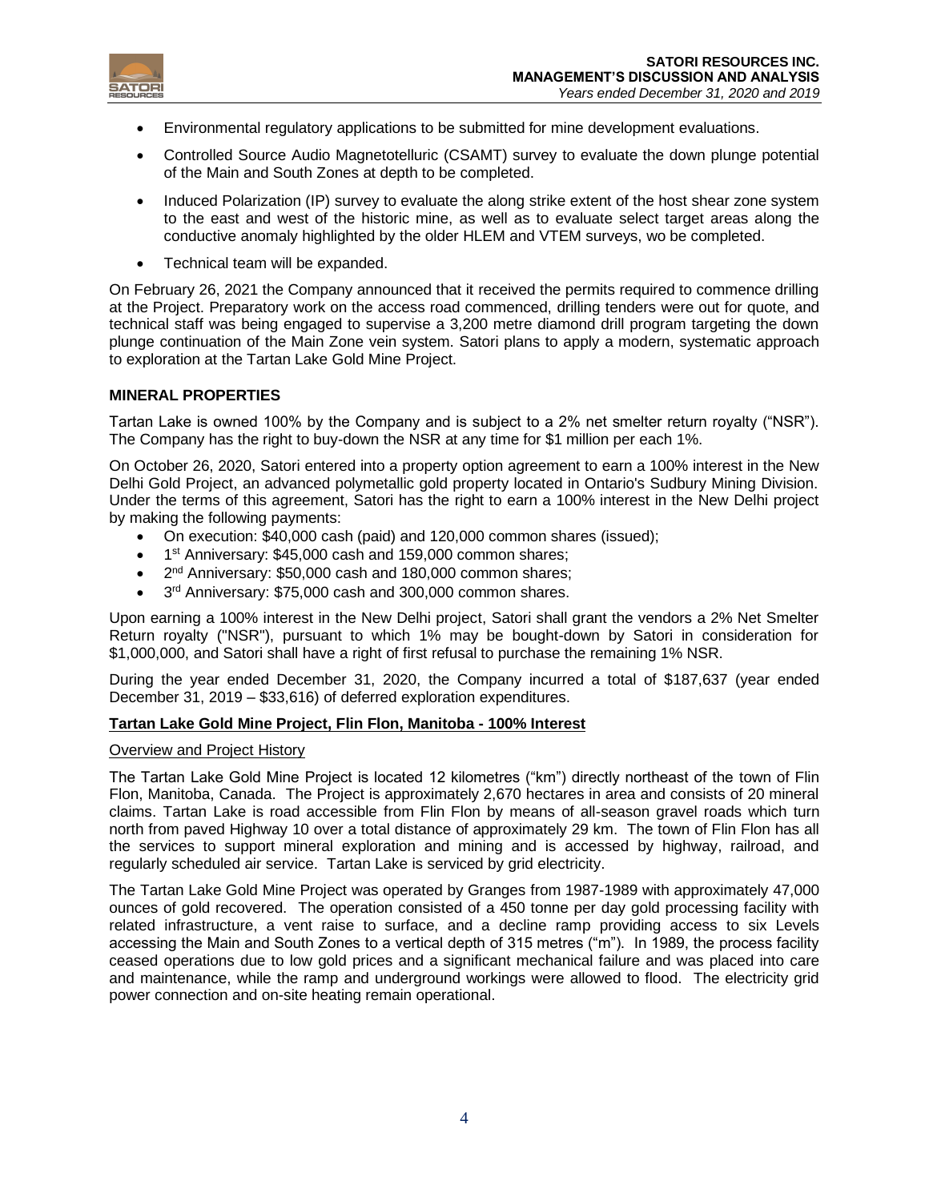- Environmental regulatory applications to be submitted for mine development evaluations.
- Controlled Source Audio Magnetotelluric (CSAMT) survey to evaluate the down plunge potential of the Main and South Zones at depth to be completed.
- Induced Polarization (IP) survey to evaluate the along strike extent of the host shear zone system to the east and west of the historic mine, as well as to evaluate select target areas along the conductive anomaly highlighted by the older HLEM and VTEM surveys, wo be completed.
- Technical team will be expanded.

On February 26, 2021 the Company announced that it received the permits required to commence drilling at the Project. Preparatory work on the access road commenced, drilling tenders were out for quote, and technical staff was being engaged to supervise a 3,200 metre diamond drill program targeting the down plunge continuation of the Main Zone vein system. Satori plans to apply a modern, systematic approach to exploration at the Tartan Lake Gold Mine Project.

## MINERAL PROPERTIES

Tartan Lake is owned 100% by the Company and is subject to a 2% net smelter return royalty ("NSR"). The Company has the right to buy-down the NSR at any time for $1 million per each 1%.

On October 26, 2020, Satori entered into a property option agreement to earn a 100% interest in the New Delhi Gold Project, an advanced polymetallic gold property located in Ontario's Sudbury Mining Division. Under the terms of this agreement, Satori has the right to earn a 100% interest in the New Delhi project by making the following payments:

- On execution: $40,000 cash (paid) and 120,000 common shares (issued);
- 1st Anniversary: $45,000 cash and 159,000 common shares;
- 2nd Anniversary: $50,000 cash and 180,000 common shares;
- 3rd Anniversary: $75,000 cash and 300,000 common shares.

Upon earning a 100% interest in the New Delhi project, Satori shall grant the vendors a 2% Net Smelter Return royalty ("NSR"), pursuant to which 1% may be bought-down by Satori in consideration for $1,000,000, and Satori shall have a right of first refusal to purchase the remaining 1% NSR.

During the year ended December 31, 2020, the Company incurred a total of $187,637 (year ended December 31, 2019 – $33,616) of deferred exploration expenditures.

### Tartan Lake Gold Mine Project, Flin Flon, Manitoba - 100% Interest

#### Overview and Project History

The Tartan Lake Gold Mine Project is located 12 kilometres ("km") directly northeast of the town of Flin Flon, Manitoba, Canada. The Project is approximately 2,670 hectares in area and consists of 20 mineral claims. Tartan Lake is road accessible from Flin Flon by means of all-season gravel roads which turn north from paved Highway 10 over a total distance of approximately 29 km. The town of Flin Flon has all the services to support mineral exploration and mining and is accessed by highway, railroad, and regularly scheduled air service. Tartan Lake is serviced by grid electricity.

The Tartan Lake Gold Mine Project was operated by Granges from 1987-1989 with approximately 47,000 ounces of gold recovered. The operation consisted of a 450 tonne per day gold processing facility with related infrastructure, a vent raise to surface, and a decline ramp providing access to six Levels accessing the Main and South Zones to a vertical depth of 315 metres ("m"). In 1989, the process facility ceased operations due to low gold prices and a significant mechanical failure and was placed into care and maintenance, while the ramp and underground workings were allowed to flood. The electricity grid power connection and on-site heating remain operational.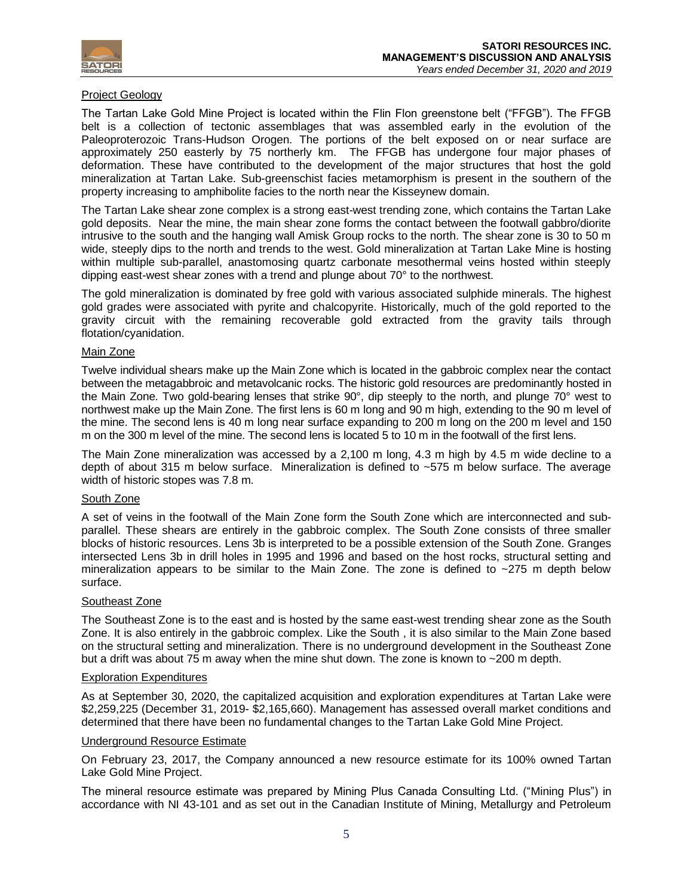### Project Geology

The Tartan Lake Gold Mine Project is located within the Flin Flon greenstone belt ("FFGB"). The FFGB belt is a collection of tectonic assemblages that was assembled early in the evolution of the Paleoproterozoic Trans-Hudson Orogen. The portions of the belt exposed on or near surface are approximately 250 easterly by 75 northerly km. The FFGB has undergone four major phases of deformation. These have contributed to the development of the major structures that host the gold mineralization at Tartan Lake. Sub-greenschist facies metamorphism is present in the southern of the property increasing to amphibolite facies to the north near the Kisseynew domain.

The Tartan Lake shear zone complex is a strong east-west trending zone, which contains the Tartan Lake gold deposits. Near the mine, the main shear zone forms the contact between the footwall gabbro/diorite intrusive to the south and the hanging wall Amisk Group rocks to the north. The shear zone is 30 to 50 m wide, steeply dips to the north and trends to the west. Gold mineralization at Tartan Lake Mine is hosting within multiple sub-parallel, anastomosing quartz carbonate mesothermal veins hosted within steeply dipping east-west shear zones with a trend and plunge about 70° to the northwest.

The gold mineralization is dominated by free gold with various associated sulphide minerals. The highest gold grades were associated with pyrite and chalcopyrite. Historically, much of the gold reported to the gravity circuit with the remaining recoverable gold extracted from the gravity tails through flotation/cyanidation.

### Main Zone

Twelve individual shears make up the Main Zone which is located in the gabbroic complex near the contact between the metagabbroic and metavolcanic rocks. The historic gold resources are predominantly hosted in the Main Zone. Two gold-bearing lenses that strike 90°, dip steeply to the north, and plunge 70° west to northwest make up the Main Zone. The first lens is 60 m long and 90 m high, extending to the 90 m level of the mine. The second lens is 40 m long near surface expanding to 200 m long on the 200 m level and 150 m on the 300 m level of the mine. The second lens is located 5 to 10 m in the footwall of the first lens.

The Main Zone mineralization was accessed by a 2,100 m long, 4.3 m high by 4.5 m wide decline to a depth of about 315 m below surface. Mineralization is defined to ~575 m below surface. The average width of historic stopes was 7.8 m.

### South Zone

A set of veins in the footwall of the Main Zone form the South Zone which are interconnected and sub-parallel. These shears are entirely in the gabbroic complex. The South Zone consists of three smaller blocks of historic resources. Lens 3b is interpreted to be a possible extension of the South Zone. Granges intersected Lens 3b in drill holes in 1995 and 1996 and based on the host rocks, structural setting and mineralization appears to be similar to the Main Zone. The zone is defined to ~275 m depth below surface.

### Southeast Zone

The Southeast Zone is to the east and is hosted by the same east-west trending shear zone as the South Zone. It is also entirely in the gabbroic complex. Like the South , it is also similar to the Main Zone based on the structural setting and mineralization. There is no underground development in the Southeast Zone but a drift was about 75 m away when the mine shut down. The zone is known to ~200 m depth.

### Exploration Expenditures

As at September 30, 2020, the capitalized acquisition and exploration expenditures at Tartan Lake were $2,259,225 (December 31, 2019- $2,165,660). Management has assessed overall market conditions and determined that there have been no fundamental changes to the Tartan Lake Gold Mine Project.

### Underground Resource Estimate

On February 23, 2017, the Company announced a new resource estimate for its 100% owned Tartan Lake Gold Mine Project.

The mineral resource estimate was prepared by Mining Plus Canada Consulting Ltd. ("Mining Plus") in accordance with NI 43-101 and as set out in the Canadian Institute of Mining, Metallurgy and Petroleum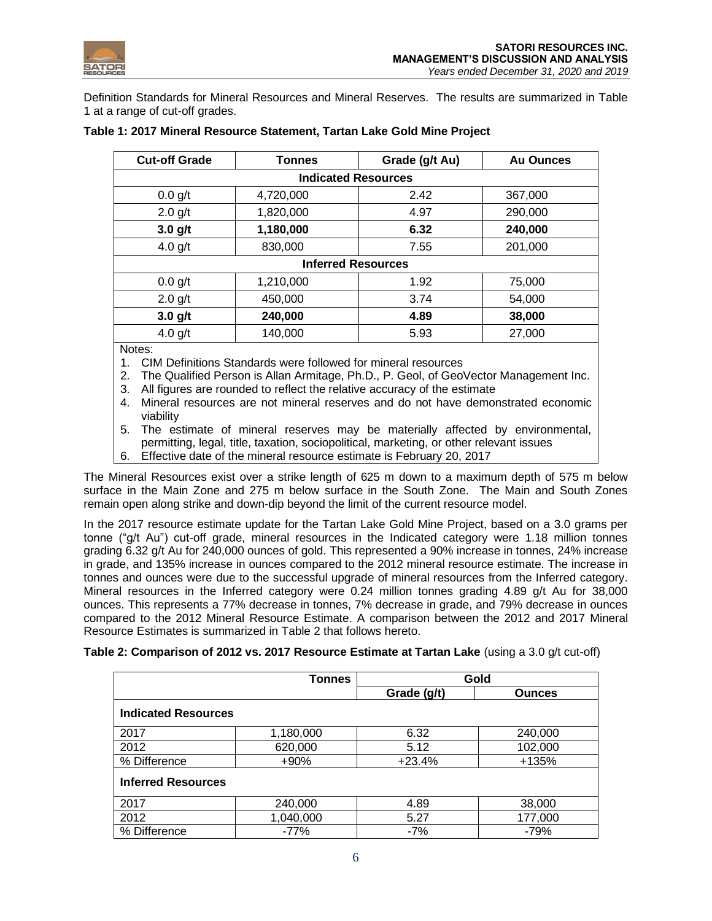Definition Standards for Mineral Resources and Mineral Reserves. The results are summarized in Table 1 at a range of cut-off grades.

**Table 1: 2017 Mineral Resource Statement, Tartan Lake Gold Mine Project**

| Cut-off Grade | Tonnes | Grade (g/t Au) | Au Ounces |
|---|---|---|---|
| **Indicated Resources** | | | |
| 0.0 g/t | 4,720,000 | 2.42 | 367,000 |
| 2.0 g/t | 1,820,000 | 4.97 | 290,000 |
| **3.0 g/t** | **1,180,000** | **6.32** | **240,000** |
| 4.0 g/t | 830,000 | 7.55 | 201,000 |
| **Inferred Resources** | | | |
| 0.0 g/t | 1,210,000 | 1.92 | 75,000 |
| 2.0 g/t | 450,000 | 3.74 | 54,000 |
| **3.0 g/t** | **240,000** | **4.89** | **38,000** |
| 4.0 g/t | 140,000 | 5.93 | 27,000 |

Notes:

1. CIM Definitions Standards were followed for mineral resources
2. The Qualified Person is Allan Armitage, Ph.D., P. Geol, of GeoVector Management Inc.
3. All figures are rounded to reflect the relative accuracy of the estimate
4. Mineral resources are not mineral reserves and do not have demonstrated economic viability
5. The estimate of mineral reserves may be materially affected by environmental, permitting, legal, title, taxation, sociopolitical, marketing, or other relevant issues
6. Effective date of the mineral resource estimate is February 20, 2017

The Mineral Resources exist over a strike length of 625 m down to a maximum depth of 575 m below surface in the Main Zone and 275 m below surface in the South Zone. The Main and South Zones remain open along strike and down-dip beyond the limit of the current resource model.

In the 2017 resource estimate update for the Tartan Lake Gold Mine Project, based on a 3.0 grams per tonne ("g/t Au") cut-off grade, mineral resources in the Indicated category were 1.18 million tonnes grading 6.32 g/t Au for 240,000 ounces of gold. This represented a 90% increase in tonnes, 24% increase in grade, and 135% increase in ounces compared to the 2012 mineral resource estimate. The increase in tonnes and ounces were due to the successful upgrade of mineral resources from the Inferred category. Mineral resources in the Inferred category were 0.24 million tonnes grading 4.89 g/t Au for 38,000 ounces. This represents a 77% decrease in tonnes, 7% decrease in grade, and 79% decrease in ounces compared to the 2012 Mineral Resource Estimate. A comparison between the 2012 and 2017 Mineral Resource Estimates is summarized in Table 2 that follows hereto.

**Table 2: Comparison of 2012 vs. 2017 Resource Estimate at Tartan Lake** (using a 3.0 g/t cut-off)

| | Tonnes | Gold | |
|---|---|---|---|
| | | Grade (g/t) | Ounces |
| **Indicated Resources** | | | |
| 2017 | 1,180,000 | 6.32 | 240,000 |
| 2012 | 620,000 | 5.12 | 102,000 |
| % Difference | +90% | +23.4% | +135% |
| **Inferred Resources** | | | |
| 2017 | 240,000 | 4.89 | 38,000 |
| 2012 | 1,040,000 | 5.27 | 177,000 |
| % Difference | -77% | -7% | -79% |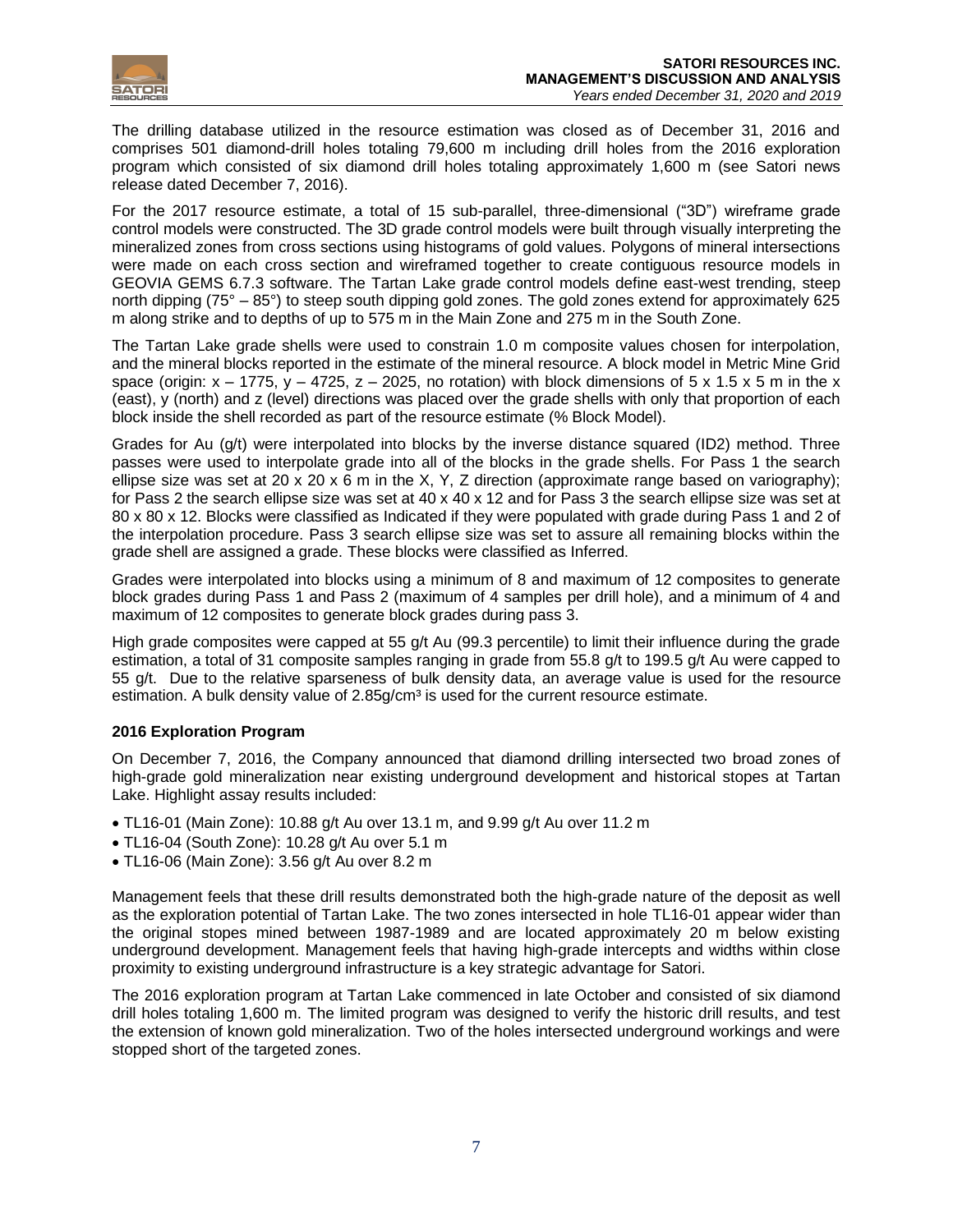The drilling database utilized in the resource estimation was closed as of December 31, 2016 and comprises 501 diamond-drill holes totaling 79,600 m including drill holes from the 2016 exploration program which consisted of six diamond drill holes totaling approximately 1,600 m (see Satori news release dated December 7, 2016).

For the 2017 resource estimate, a total of 15 sub-parallel, three-dimensional ("3D") wireframe grade control models were constructed. The 3D grade control models were built through visually interpreting the mineralized zones from cross sections using histograms of gold values. Polygons of mineral intersections were made on each cross section and wireframed together to create contiguous resource models in GEOVIA GEMS 6.7.3 software. The Tartan Lake grade control models define east-west trending, steep north dipping (75° – 85°) to steep south dipping gold zones. The gold zones extend for approximately 625 m along strike and to depths of up to 575 m in the Main Zone and 275 m in the South Zone.

The Tartan Lake grade shells were used to constrain 1.0 m composite values chosen for interpolation, and the mineral blocks reported in the estimate of the mineral resource. A block model in Metric Mine Grid space (origin: x – 1775, y – 4725, z – 2025, no rotation) with block dimensions of 5 x 1.5 x 5 m in the x (east), y (north) and z (level) directions was placed over the grade shells with only that proportion of each block inside the shell recorded as part of the resource estimate (% Block Model).

Grades for Au (g/t) were interpolated into blocks by the inverse distance squared (ID2) method. Three passes were used to interpolate grade into all of the blocks in the grade shells. For Pass 1 the search ellipse size was set at 20 x 20 x 6 m in the X, Y, Z direction (approximate range based on variography); for Pass 2 the search ellipse size was set at 40 x 40 x 12 and for Pass 3 the search ellipse size was set at 80 x 80 x 12. Blocks were classified as Indicated if they were populated with grade during Pass 1 and 2 of the interpolation procedure. Pass 3 search ellipse size was set to assure all remaining blocks within the grade shell are assigned a grade. These blocks were classified as Inferred.

Grades were interpolated into blocks using a minimum of 8 and maximum of 12 composites to generate block grades during Pass 1 and Pass 2 (maximum of 4 samples per drill hole), and a minimum of 4 and maximum of 12 composites to generate block grades during pass 3.

High grade composites were capped at 55 g/t Au (99.3 percentile) to limit their influence during the grade estimation, a total of 31 composite samples ranging in grade from 55.8 g/t to 199.5 g/t Au were capped to 55 g/t. Due to the relative sparseness of bulk density data, an average value is used for the resource estimation. A bulk density value of 2.85g/cm³ is used for the current resource estimate.

### 2016 Exploration Program

On December 7, 2016, the Company announced that diamond drilling intersected two broad zones of high-grade gold mineralization near existing underground development and historical stopes at Tartan Lake. Highlight assay results included:

- TL16-01 (Main Zone): 10.88 g/t Au over 13.1 m, and 9.99 g/t Au over 11.2 m
- TL16-04 (South Zone): 10.28 g/t Au over 5.1 m
- TL16-06 (Main Zone): 3.56 g/t Au over 8.2 m

Management feels that these drill results demonstrated both the high-grade nature of the deposit as well as the exploration potential of Tartan Lake. The two zones intersected in hole TL16-01 appear wider than the original stopes mined between 1987-1989 and are located approximately 20 m below existing underground development. Management feels that having high-grade intercepts and widths within close proximity to existing underground infrastructure is a key strategic advantage for Satori.

The 2016 exploration program at Tartan Lake commenced in late October and consisted of six diamond drill holes totaling 1,600 m. The limited program was designed to verify the historic drill results, and test the extension of known gold mineralization. Two of the holes intersected underground workings and were stopped short of the targeted zones.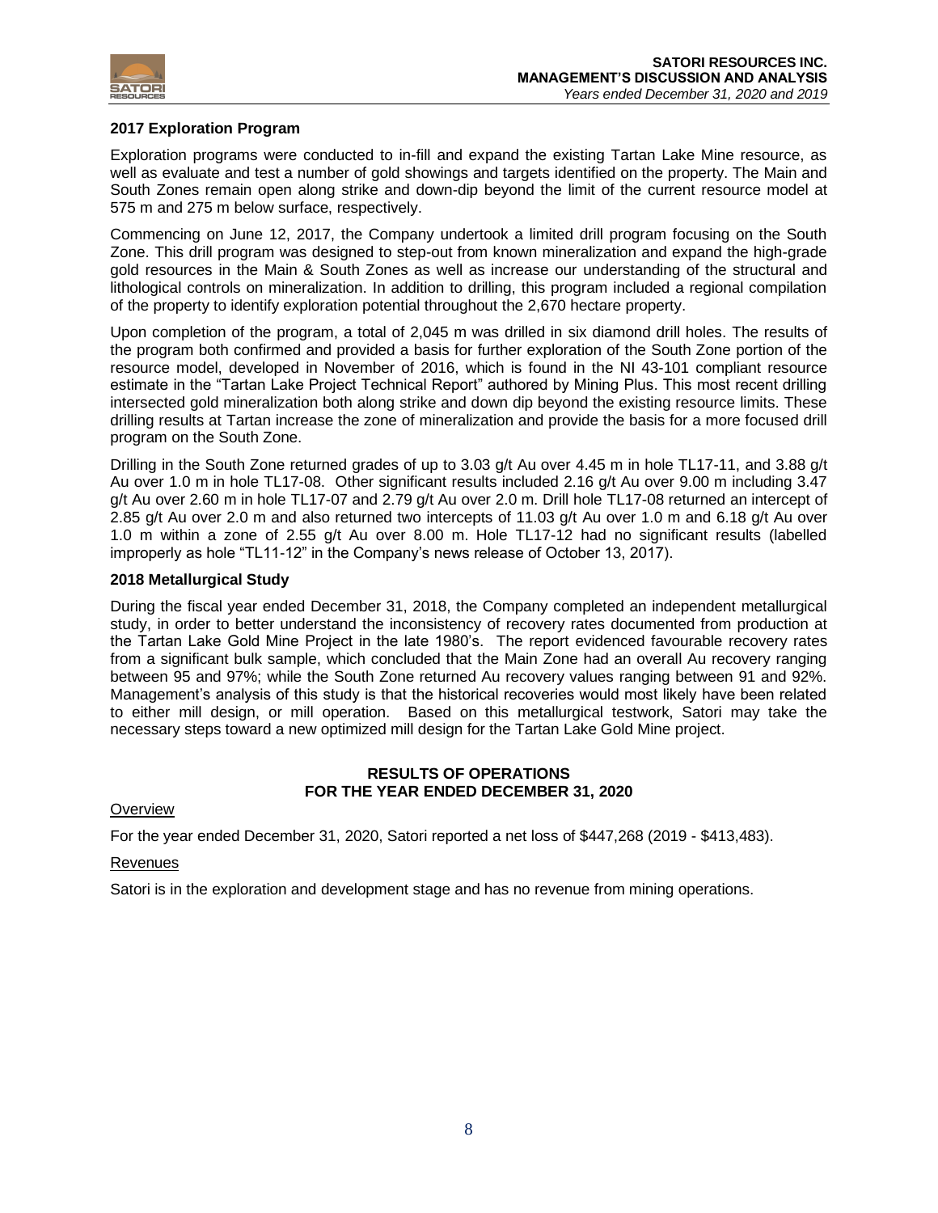### 2017 Exploration Program

Exploration programs were conducted to in-fill and expand the existing Tartan Lake Mine resource, as well as evaluate and test a number of gold showings and targets identified on the property. The Main and South Zones remain open along strike and down-dip beyond the limit of the current resource model at 575 m and 275 m below surface, respectively.

Commencing on June 12, 2017, the Company undertook a limited drill program focusing on the South Zone. This drill program was designed to step-out from known mineralization and expand the high-grade gold resources in the Main & South Zones as well as increase our understanding of the structural and lithological controls on mineralization. In addition to drilling, this program included a regional compilation of the property to identify exploration potential throughout the 2,670 hectare property.

Upon completion of the program, a total of 2,045 m was drilled in six diamond drill holes. The results of the program both confirmed and provided a basis for further exploration of the South Zone portion of the resource model, developed in November of 2016, which is found in the NI 43-101 compliant resource estimate in the "Tartan Lake Project Technical Report" authored by Mining Plus. This most recent drilling intersected gold mineralization both along strike and down dip beyond the existing resource limits. These drilling results at Tartan increase the zone of mineralization and provide the basis for a more focused drill program on the South Zone.

Drilling in the South Zone returned grades of up to 3.03 g/t Au over 4.45 m in hole TL17-11, and 3.88 g/t Au over 1.0 m in hole TL17-08. Other significant results included 2.16 g/t Au over 9.00 m including 3.47 g/t Au over 2.60 m in hole TL17-07 and 2.79 g/t Au over 2.0 m. Drill hole TL17-08 returned an intercept of 2.85 g/t Au over 2.0 m and also returned two intercepts of 11.03 g/t Au over 1.0 m and 6.18 g/t Au over 1.0 m within a zone of 2.55 g/t Au over 8.00 m. Hole TL17-12 had no significant results (labelled improperly as hole "TL11-12" in the Company's news release of October 13, 2017).

### 2018 Metallurgical Study

During the fiscal year ended December 31, 2018, the Company completed an independent metallurgical study, in order to better understand the inconsistency of recovery rates documented from production at the Tartan Lake Gold Mine Project in the late 1980's. The report evidenced favourable recovery rates from a significant bulk sample, which concluded that the Main Zone had an overall Au recovery ranging between 95 and 97%; while the South Zone returned Au recovery values ranging between 91 and 92%. Management's analysis of this study is that the historical recoveries would most likely have been related to either mill design, or mill operation. Based on this metallurgical testwork, Satori may take the necessary steps toward a new optimized mill design for the Tartan Lake Gold Mine project.

## RESULTS OF OPERATIONS FOR THE YEAR ENDED DECEMBER 31, 2020

Overview

For the year ended December 31, 2020, Satori reported a net loss of $447,268 (2019 - $413,483).

Revenues

Satori is in the exploration and development stage and has no revenue from mining operations.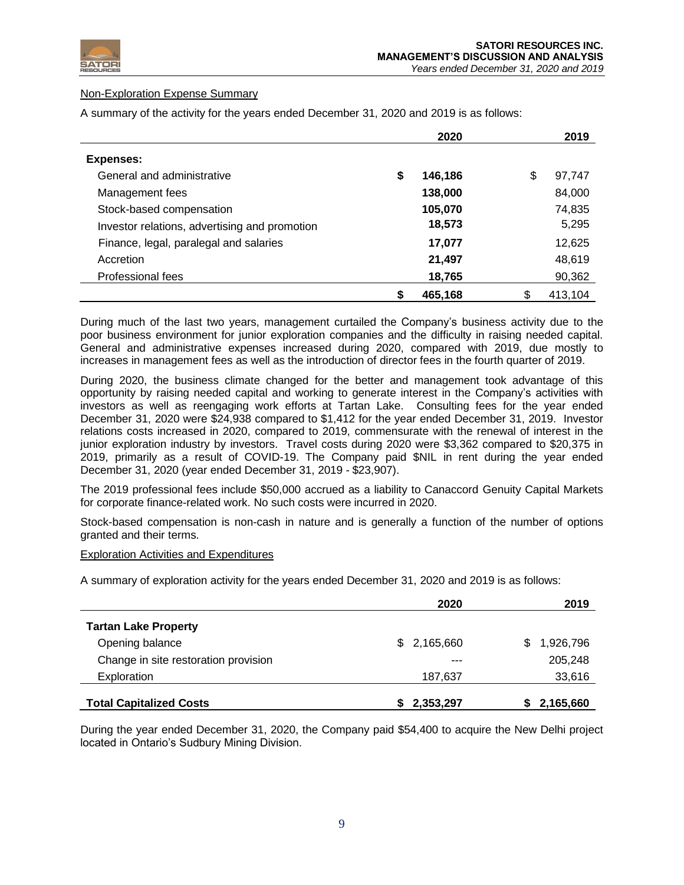Non-Exploration Expense Summary

A summary of the activity for the years ended December 31, 2020 and 2019 is as follows:

| | 2020 | 2019 |
|---|---|---|
| **Expenses:** | | |
| General and administrative | **$ 146,186** | $ 97,747 |
| Management fees | **138,000** | 84,000 |
| Stock-based compensation | **105,070** | 74,835 |
| Investor relations, advertising and promotion | **18,573** | 5,295 |
| Finance, legal, paralegal and salaries | **17,077** | 12,625 |
| Accretion | **21,497** | 48,619 |
| Professional fees | **18,765** | 90,362 |
| | **$ 465,168** | $ 413,104 |

During much of the last two years, management curtailed the Company's business activity due to the poor business environment for junior exploration companies and the difficulty in raising needed capital. General and administrative expenses increased during 2020, compared with 2019, due mostly to increases in management fees as well as the introduction of director fees in the fourth quarter of 2019.

During 2020, the business climate changed for the better and management took advantage of this opportunity by raising needed capital and working to generate interest in the Company's activities with investors as well as reengaging work efforts at Tartan Lake. Consulting fees for the year ended December 31, 2020 were $24,938 compared to $1,412 for the year ended December 31, 2019. Investor relations costs increased in 2020, compared to 2019, commensurate with the renewal of interest in the junior exploration industry by investors. Travel costs during 2020 were $3,362 compared to $20,375 in 2019, primarily as a result of COVID-19. The Company paid $NIL in rent during the year ended December 31, 2020 (year ended December 31, 2019 - $23,907).

The 2019 professional fees include $50,000 accrued as a liability to Canaccord Genuity Capital Markets for corporate finance-related work. No such costs were incurred in 2020.

Stock-based compensation is non-cash in nature and is generally a function of the number of options granted and their terms.

Exploration Activities and Expenditures

A summary of exploration activity for the years ended December 31, 2020 and 2019 is as follows:

| | 2020 | 2019 |
|---|---|---|
| **Tartan Lake Property** | | |
| Opening balance | $ 2,165,660 | $ 1,926,796 |
| Change in site restoration provision | --- | 205,248 |
| Exploration | 187,637 | 33,616 |
| **Total Capitalized Costs** | **$ 2,353,297** | **$ 2,165,660** |

During the year ended December 31, 2020, the Company paid $54,400 to acquire the New Delhi project located in Ontario's Sudbury Mining Division.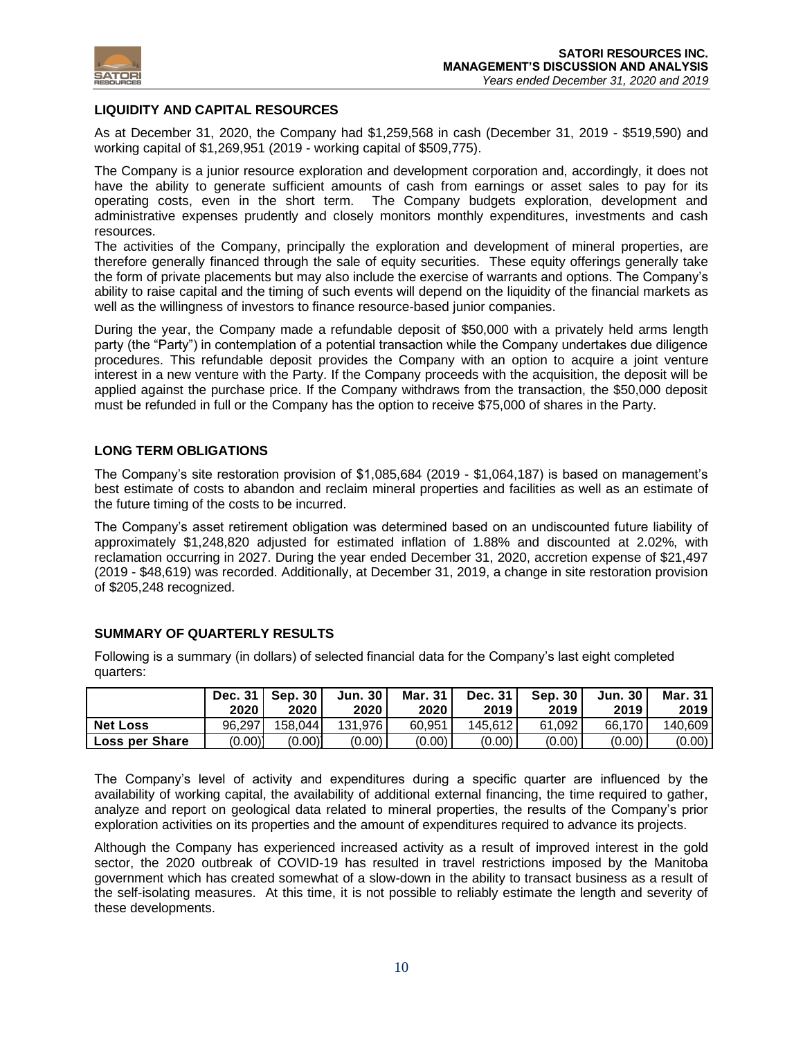## LIQUIDITY AND CAPITAL RESOURCES

As at December 31, 2020, the Company had $1,259,568 in cash (December 31, 2019 - $519,590) and working capital of $1,269,951 (2019 - working capital of $509,775).

The Company is a junior resource exploration and development corporation and, accordingly, it does not have the ability to generate sufficient amounts of cash from earnings or asset sales to pay for its operating costs, even in the short term. The Company budgets exploration, development and administrative expenses prudently and closely monitors monthly expenditures, investments and cash resources.

The activities of the Company, principally the exploration and development of mineral properties, are therefore generally financed through the sale of equity securities. These equity offerings generally take the form of private placements but may also include the exercise of warrants and options. The Company's ability to raise capital and the timing of such events will depend on the liquidity of the financial markets as well as the willingness of investors to finance resource-based junior companies.

During the year, the Company made a refundable deposit of $50,000 with a privately held arms length party (the "Party") in contemplation of a potential transaction while the Company undertakes due diligence procedures. This refundable deposit provides the Company with an option to acquire a joint venture interest in a new venture with the Party. If the Company proceeds with the acquisition, the deposit will be applied against the purchase price. If the Company withdraws from the transaction, the $50,000 deposit must be refunded in full or the Company has the option to receive $75,000 of shares in the Party.

## LONG TERM OBLIGATIONS

The Company's site restoration provision of $1,085,684 (2019 - $1,064,187) is based on management's best estimate of costs to abandon and reclaim mineral properties and facilities as well as an estimate of the future timing of the costs to be incurred.

The Company's asset retirement obligation was determined based on an undiscounted future liability of approximately $1,248,820 adjusted for estimated inflation of 1.88% and discounted at 2.02%, with reclamation occurring in 2027. During the year ended December 31, 2020, accretion expense of $21,497 (2019 - $48,619) was recorded. Additionally, at December 31, 2019, a change in site restoration provision of $205,248 recognized.

## SUMMARY OF QUARTERLY RESULTS

Following is a summary (in dollars) of selected financial data for the Company's last eight completed quarters:

| | Dec. 31 2020 | Sep. 30 2020 | Jun. 30 2020 | Mar. 31 2020 | Dec. 31 2019 | Sep. 30 2019 | Jun. 30 2019 | Mar. 31 2019 |
|---|---|---|---|---|---|---|---|---|
| **Net Loss** | 96,297 | 158,044 | 131,976 | 60,951 | 145,612 | 61,092 | 66,170 | 140,609 |
| **Loss per Share** | (0.00) | (0.00) | (0.00) | (0.00) | (0.00) | (0.00) | (0.00) | (0.00) |

The Company's level of activity and expenditures during a specific quarter are influenced by the availability of working capital, the availability of additional external financing, the time required to gather, analyze and report on geological data related to mineral properties, the results of the Company's prior exploration activities on its properties and the amount of expenditures required to advance its projects.

Although the Company has experienced increased activity as a result of improved interest in the gold sector, the 2020 outbreak of COVID-19 has resulted in travel restrictions imposed by the Manitoba government which has created somewhat of a slow-down in the ability to transact business as a result of the self-isolating measures. At this time, it is not possible to reliably estimate the length and severity of these developments.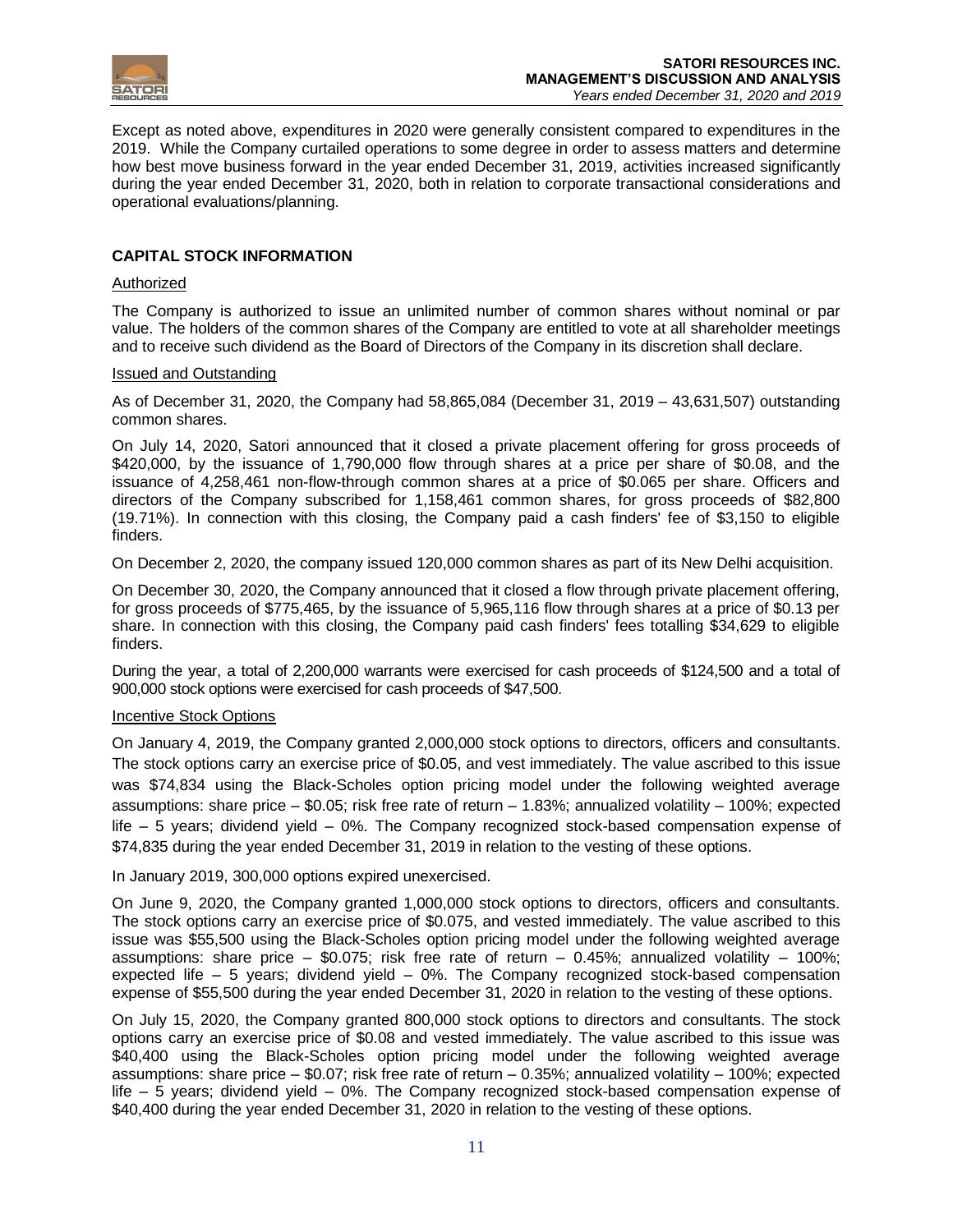Except as noted above, expenditures in 2020 were generally consistent compared to expenditures in the 2019. While the Company curtailed operations to some degree in order to assess matters and determine how best move business forward in the year ended December 31, 2019, activities increased significantly during the year ended December 31, 2020, both in relation to corporate transactional considerations and operational evaluations/planning.

## CAPITAL STOCK INFORMATION

### Authorized

The Company is authorized to issue an unlimited number of common shares without nominal or par value. The holders of the common shares of the Company are entitled to vote at all shareholder meetings and to receive such dividend as the Board of Directors of the Company in its discretion shall declare.

### Issued and Outstanding

As of December 31, 2020, the Company had 58,865,084 (December 31, 2019 – 43,631,507) outstanding common shares.

On July 14, 2020, Satori announced that it closed a private placement offering for gross proceeds of $420,000, by the issuance of 1,790,000 flow through shares at a price per share of $0.08, and the issuance of 4,258,461 non-flow-through common shares at a price of $0.065 per share. Officers and directors of the Company subscribed for 1,158,461 common shares, for gross proceeds of $82,800 (19.71%). In connection with this closing, the Company paid a cash finders' fee of $3,150 to eligible finders.

On December 2, 2020, the company issued 120,000 common shares as part of its New Delhi acquisition.

On December 30, 2020, the Company announced that it closed a flow through private placement offering, for gross proceeds of $775,465, by the issuance of 5,965,116 flow through shares at a price of $0.13 per share. In connection with this closing, the Company paid cash finders' fees totalling $34,629 to eligible finders.

During the year, a total of 2,200,000 warrants were exercised for cash proceeds of $124,500 and a total of 900,000 stock options were exercised for cash proceeds of $47,500.

### Incentive Stock Options

On January 4, 2019, the Company granted 2,000,000 stock options to directors, officers and consultants. The stock options carry an exercise price of $0.05, and vest immediately. The value ascribed to this issue was $74,834 using the Black-Scholes option pricing model under the following weighted average assumptions: share price – $0.05; risk free rate of return – 1.83%; annualized volatility – 100%; expected life – 5 years; dividend yield – 0%. The Company recognized stock-based compensation expense of $74,835 during the year ended December 31, 2019 in relation to the vesting of these options.

In January 2019, 300,000 options expired unexercised.

On June 9, 2020, the Company granted 1,000,000 stock options to directors, officers and consultants. The stock options carry an exercise price of $0.075, and vested immediately. The value ascribed to this issue was $55,500 using the Black-Scholes option pricing model under the following weighted average assumptions: share price – $0.075; risk free rate of return – 0.45%; annualized volatility – 100%; expected life – 5 years; dividend yield – 0%. The Company recognized stock-based compensation expense of $55,500 during the year ended December 31, 2020 in relation to the vesting of these options.

On July 15, 2020, the Company granted 800,000 stock options to directors and consultants. The stock options carry an exercise price of $0.08 and vested immediately. The value ascribed to this issue was $40,400 using the Black-Scholes option pricing model under the following weighted average assumptions: share price – $0.07; risk free rate of return – 0.35%; annualized volatility – 100%; expected life – 5 years; dividend yield – 0%. The Company recognized stock-based compensation expense of $40,400 during the year ended December 31, 2020 in relation to the vesting of these options.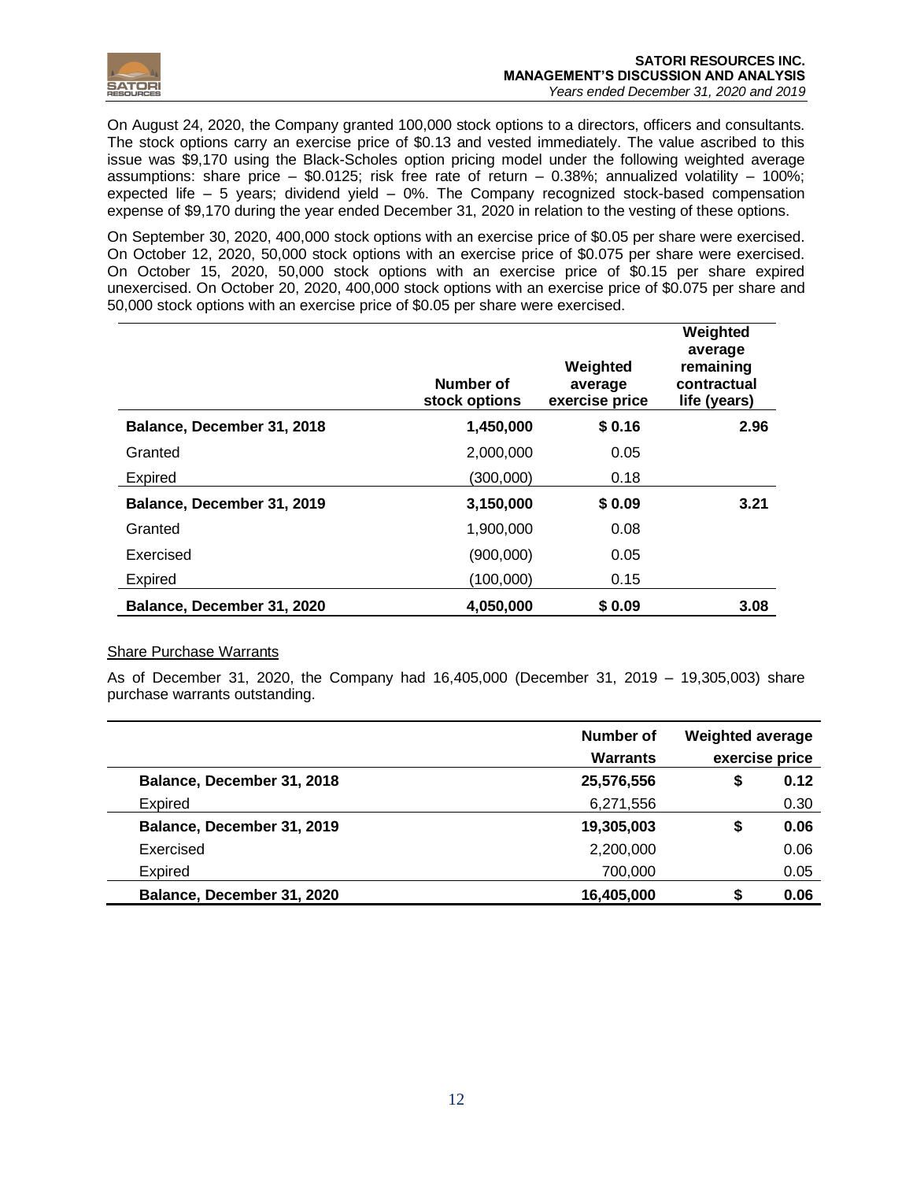On August 24, 2020, the Company granted 100,000 stock options to a directors, officers and consultants. The stock options carry an exercise price of $0.13 and vested immediately. The value ascribed to this issue was $9,170 using the Black-Scholes option pricing model under the following weighted average assumptions: share price – $0.0125; risk free rate of return – 0.38%; annualized volatility – 100%; expected life – 5 years; dividend yield – 0%. The Company recognized stock-based compensation expense of $9,170 during the year ended December 31, 2020 in relation to the vesting of these options.

On September 30, 2020, 400,000 stock options with an exercise price of $0.05 per share were exercised. On October 12, 2020, 50,000 stock options with an exercise price of $0.075 per share were exercised. On October 15, 2020, 50,000 stock options with an exercise price of $0.15 per share expired unexercised. On October 20, 2020, 400,000 stock options with an exercise price of $0.075 per share and 50,000 stock options with an exercise price of $0.05 per share were exercised.

| | Number of stock options | Weighted average exercise price | Weighted average remaining contractual life (years) |
|---|---|---|---|
| **Balance, December 31, 2018** | **1,450,000** | **$ 0.16** | **2.96** |
| Granted | 2,000,000 | 0.05 | |
| Expired | (300,000) | 0.18 | |
| **Balance, December 31, 2019** | **3,150,000** | **$ 0.09** | **3.21** |
| Granted | 1,900,000 | 0.08 | |
| Exercised | (900,000) | 0.05 | |
| Expired | (100,000) | 0.15 | |
| **Balance, December 31, 2020** | **4,050,000** | **$ 0.09** | **3.08** |

Share Purchase Warrants

As of December 31, 2020, the Company had 16,405,000 (December 31, 2019 – 19,305,003) share purchase warrants outstanding.

| | Number of Warrants | Weighted average exercise price |
|---|---|---|
| **Balance, December 31, 2018** | **25,576,556** | **$ 0.12** |
| Expired | 6,271,556 | 0.30 |
| **Balance, December 31, 2019** | **19,305,003** | **$ 0.06** |
| Exercised | 2,200,000 | 0.06 |
| Expired | 700,000 | 0.05 |
| **Balance, December 31, 2020** | **16,405,000** | **$ 0.06** |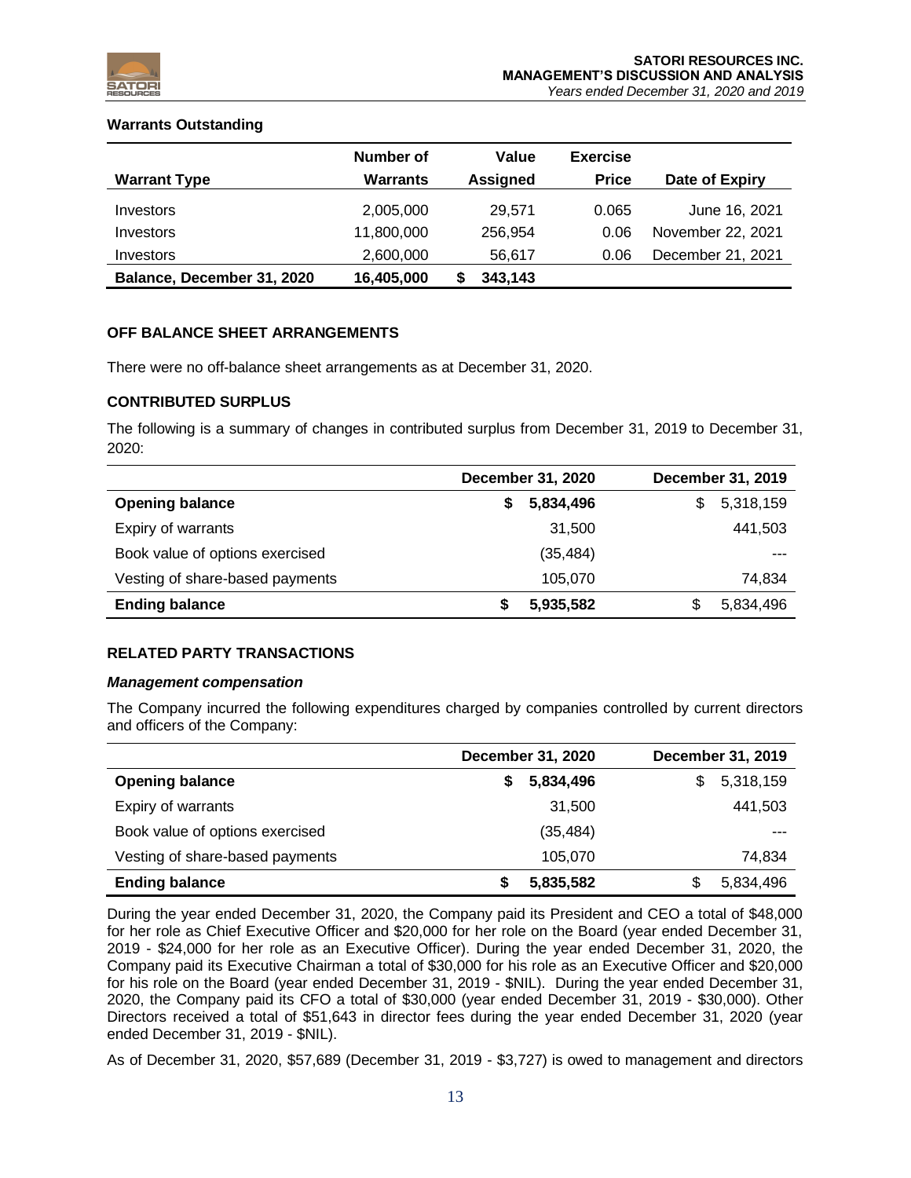**Warrants Outstanding**

| Warrant Type | Number of Warrants | Value Assigned | Exercise Price | Date of Expiry |
|---|---|---|---|---|
| Investors | 2,005,000 | 29,571 | 0.065 | June 16, 2021 |
| Investors | 11,800,000 | 256,954 | 0.06 | November 22, 2021 |
| Investors | 2,600,000 | 56,617 | 0.06 | December 21, 2021 |
| **Balance, December 31, 2020** | **16,405,000** | **$ 343,143** | | |

## OFF BALANCE SHEET ARRANGEMENTS

There were no off-balance sheet arrangements as at December 31, 2020.

## CONTRIBUTED SURPLUS

The following is a summary of changes in contributed surplus from December 31, 2019 to December 31, 2020:

| | December 31, 2020 | December 31, 2019 |
|---|---|---|
| **Opening balance** | **$ 5,834,496** | $ 5,318,159 |
| Expiry of warrants | 31,500 | 441,503 |
| Book value of options exercised | (35,484) | --- |
| Vesting of share-based payments | 105,070 | 74,834 |
| **Ending balance** | **$ 5,935,582** | $ 5,834,496 |

## RELATED PARTY TRANSACTIONS

### *Management compensation*

The Company incurred the following expenditures charged by companies controlled by current directors and officers of the Company:

| | December 31, 2020 | December 31, 2019 |
|---|---|---|
| **Opening balance** | **$ 5,834,496** | $ 5,318,159 |
| Expiry of warrants | 31,500 | 441,503 |
| Book value of options exercised | (35,484) | --- |
| Vesting of share-based payments | 105,070 | 74,834 |
| **Ending balance** | **$ 5,835,582** | $ 5,834,496 |

During the year ended December 31, 2020, the Company paid its President and CEO a total of $48,000 for her role as Chief Executive Officer and $20,000 for her role on the Board (year ended December 31, 2019 - $24,000 for her role as an Executive Officer). During the year ended December 31, 2020, the Company paid its Executive Chairman a total of $30,000 for his role as an Executive Officer and $20,000 for his role on the Board (year ended December 31, 2019 - $NIL). During the year ended December 31, 2020, the Company paid its CFO a total of $30,000 (year ended December 31, 2019 - $30,000). Other Directors received a total of $51,643 in director fees during the year ended December 31, 2020 (year ended December 31, 2019 - $NIL).

As of December 31, 2020, $57,689 (December 31, 2019 - $3,727) is owed to management and directors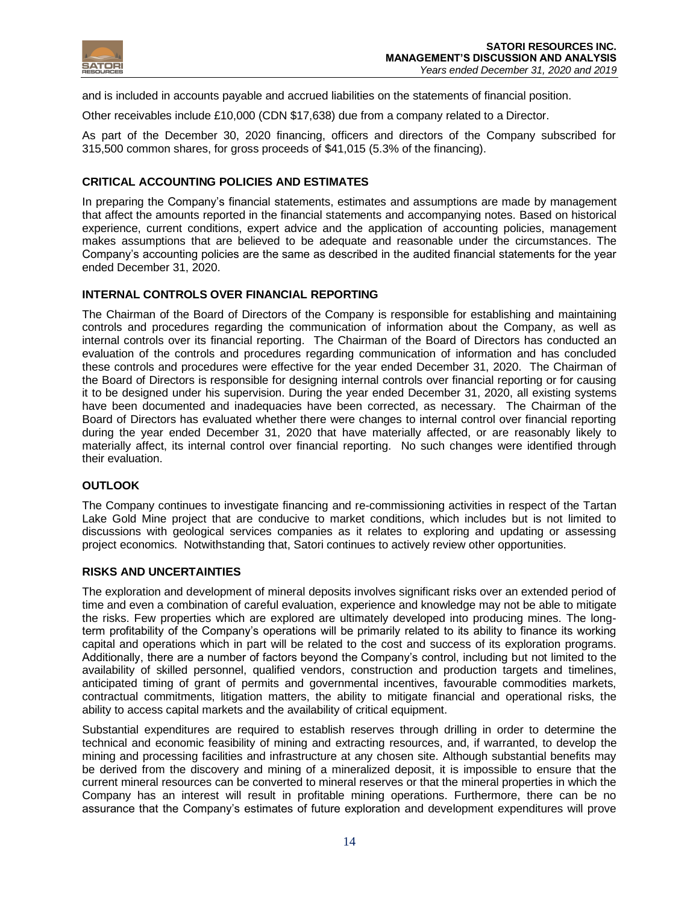and is included in accounts payable and accrued liabilities on the statements of financial position.

Other receivables include £10,000 (CDN $17,638) due from a company related to a Director.

As part of the December 30, 2020 financing, officers and directors of the Company subscribed for 315,500 common shares, for gross proceeds of $41,015 (5.3% of the financing).

## CRITICAL ACCOUNTING POLICIES AND ESTIMATES

In preparing the Company's financial statements, estimates and assumptions are made by management that affect the amounts reported in the financial statements and accompanying notes. Based on historical experience, current conditions, expert advice and the application of accounting policies, management makes assumptions that are believed to be adequate and reasonable under the circumstances. The Company's accounting policies are the same as described in the audited financial statements for the year ended December 31, 2020.

## INTERNAL CONTROLS OVER FINANCIAL REPORTING

The Chairman of the Board of Directors of the Company is responsible for establishing and maintaining controls and procedures regarding the communication of information about the Company, as well as internal controls over its financial reporting. The Chairman of the Board of Directors has conducted an evaluation of the controls and procedures regarding communication of information and has concluded these controls and procedures were effective for the year ended December 31, 2020. The Chairman of the Board of Directors is responsible for designing internal controls over financial reporting or for causing it to be designed under his supervision. During the year ended December 31, 2020, all existing systems have been documented and inadequacies have been corrected, as necessary. The Chairman of the Board of Directors has evaluated whether there were changes to internal control over financial reporting during the year ended December 31, 2020 that have materially affected, or are reasonably likely to materially affect, its internal control over financial reporting. No such changes were identified through their evaluation.

## OUTLOOK

The Company continues to investigate financing and re-commissioning activities in respect of the Tartan Lake Gold Mine project that are conducive to market conditions, which includes but is not limited to discussions with geological services companies as it relates to exploring and updating or assessing project economics. Notwithstanding that, Satori continues to actively review other opportunities.

## RISKS AND UNCERTAINTIES

The exploration and development of mineral deposits involves significant risks over an extended period of time and even a combination of careful evaluation, experience and knowledge may not be able to mitigate the risks. Few properties which are explored are ultimately developed into producing mines. The long-term profitability of the Company's operations will be primarily related to its ability to finance its working capital and operations which in part will be related to the cost and success of its exploration programs. Additionally, there are a number of factors beyond the Company's control, including but not limited to the availability of skilled personnel, qualified vendors, construction and production targets and timelines, anticipated timing of grant of permits and governmental incentives, favourable commodities markets, contractual commitments, litigation matters, the ability to mitigate financial and operational risks, the ability to access capital markets and the availability of critical equipment.

Substantial expenditures are required to establish reserves through drilling in order to determine the technical and economic feasibility of mining and extracting resources, and, if warranted, to develop the mining and processing facilities and infrastructure at any chosen site. Although substantial benefits may be derived from the discovery and mining of a mineralized deposit, it is impossible to ensure that the current mineral resources can be converted to mineral reserves or that the mineral properties in which the Company has an interest will result in profitable mining operations. Furthermore, there can be no assurance that the Company's estimates of future exploration and development expenditures will prove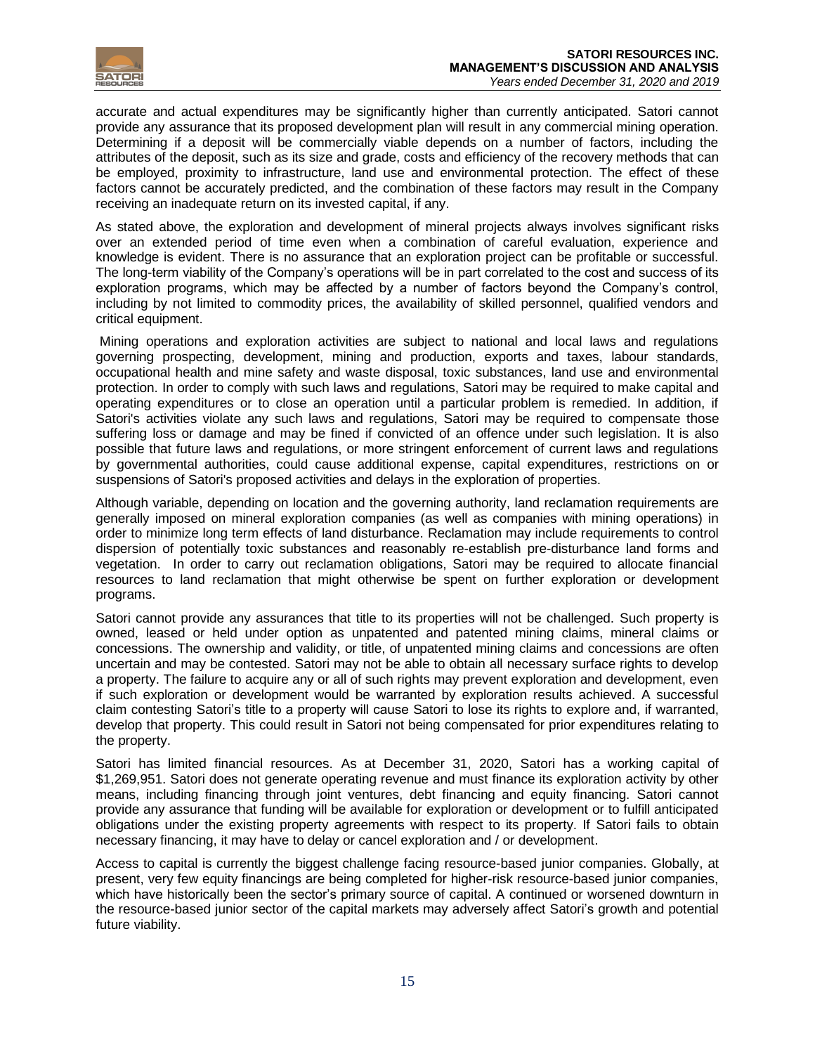accurate and actual expenditures may be significantly higher than currently anticipated. Satori cannot provide any assurance that its proposed development plan will result in any commercial mining operation. Determining if a deposit will be commercially viable depends on a number of factors, including the attributes of the deposit, such as its size and grade, costs and efficiency of the recovery methods that can be employed, proximity to infrastructure, land use and environmental protection. The effect of these factors cannot be accurately predicted, and the combination of these factors may result in the Company receiving an inadequate return on its invested capital, if any.

As stated above, the exploration and development of mineral projects always involves significant risks over an extended period of time even when a combination of careful evaluation, experience and knowledge is evident. There is no assurance that an exploration project can be profitable or successful. The long-term viability of the Company's operations will be in part correlated to the cost and success of its exploration programs, which may be affected by a number of factors beyond the Company's control, including by not limited to commodity prices, the availability of skilled personnel, qualified vendors and critical equipment.

Mining operations and exploration activities are subject to national and local laws and regulations governing prospecting, development, mining and production, exports and taxes, labour standards, occupational health and mine safety and waste disposal, toxic substances, land use and environmental protection. In order to comply with such laws and regulations, Satori may be required to make capital and operating expenditures or to close an operation until a particular problem is remedied. In addition, if Satori's activities violate any such laws and regulations, Satori may be required to compensate those suffering loss or damage and may be fined if convicted of an offence under such legislation. It is also possible that future laws and regulations, or more stringent enforcement of current laws and regulations by governmental authorities, could cause additional expense, capital expenditures, restrictions on or suspensions of Satori's proposed activities and delays in the exploration of properties.

Although variable, depending on location and the governing authority, land reclamation requirements are generally imposed on mineral exploration companies (as well as companies with mining operations) in order to minimize long term effects of land disturbance. Reclamation may include requirements to control dispersion of potentially toxic substances and reasonably re-establish pre-disturbance land forms and vegetation. In order to carry out reclamation obligations, Satori may be required to allocate financial resources to land reclamation that might otherwise be spent on further exploration or development programs.

Satori cannot provide any assurances that title to its properties will not be challenged. Such property is owned, leased or held under option as unpatented and patented mining claims, mineral claims or concessions. The ownership and validity, or title, of unpatented mining claims and concessions are often uncertain and may be contested. Satori may not be able to obtain all necessary surface rights to develop a property. The failure to acquire any or all of such rights may prevent exploration and development, even if such exploration or development would be warranted by exploration results achieved. A successful claim contesting Satori's title to a property will cause Satori to lose its rights to explore and, if warranted, develop that property. This could result in Satori not being compensated for prior expenditures relating to the property.

Satori has limited financial resources. As at December 31, 2020, Satori has a working capital of \$1,269,951. Satori does not generate operating revenue and must finance its exploration activity by other means, including financing through joint ventures, debt financing and equity financing. Satori cannot provide any assurance that funding will be available for exploration or development or to fulfill anticipated obligations under the existing property agreements with respect to its property. If Satori fails to obtain necessary financing, it may have to delay or cancel exploration and / or development.

Access to capital is currently the biggest challenge facing resource-based junior companies. Globally, at present, very few equity financings are being completed for higher-risk resource-based junior companies, which have historically been the sector's primary source of capital. A continued or worsened downturn in the resource-based junior sector of the capital markets may adversely affect Satori's growth and potential future viability.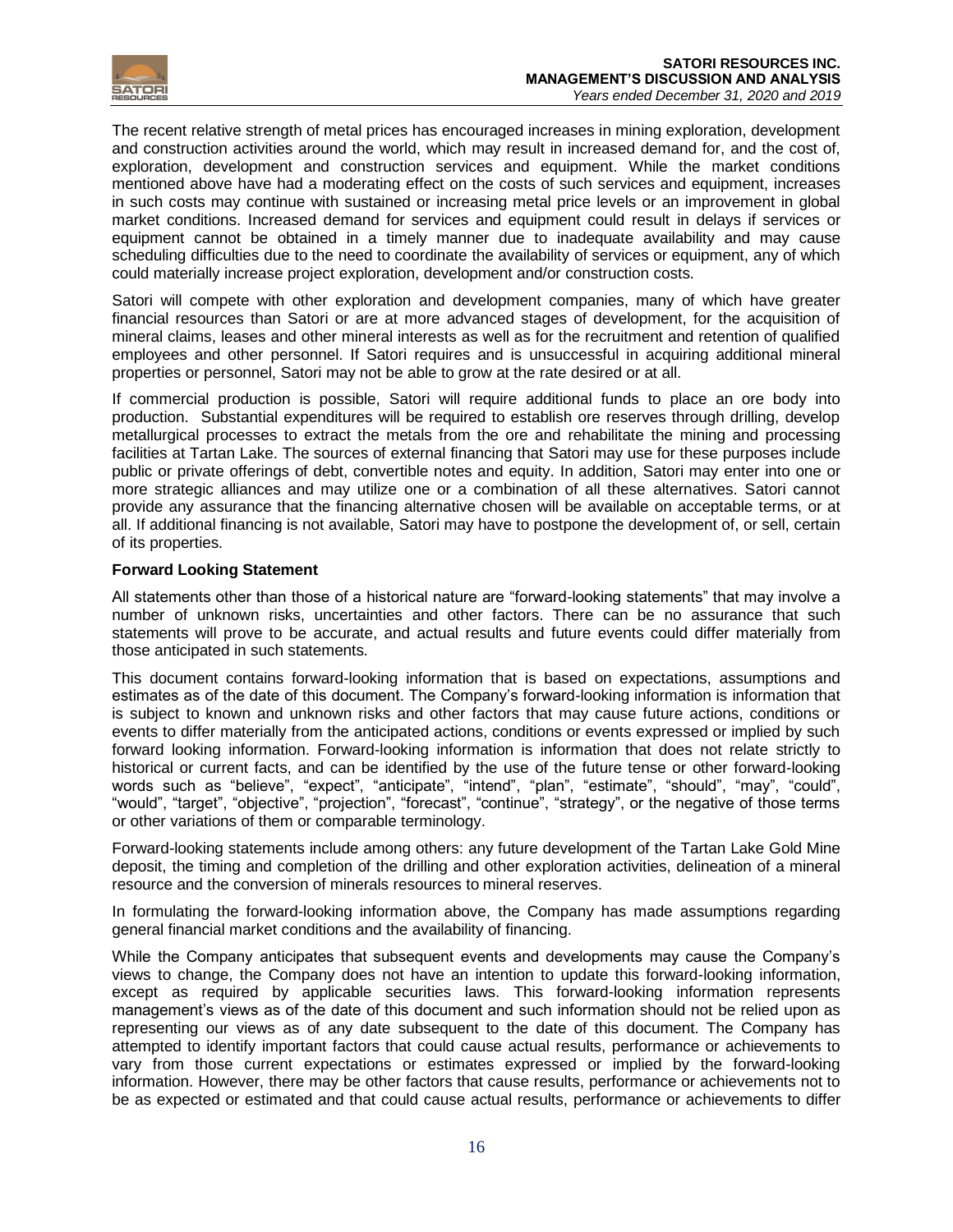The recent relative strength of metal prices has encouraged increases in mining exploration, development and construction activities around the world, which may result in increased demand for, and the cost of, exploration, development and construction services and equipment. While the market conditions mentioned above have had a moderating effect on the costs of such services and equipment, increases in such costs may continue with sustained or increasing metal price levels or an improvement in global market conditions. Increased demand for services and equipment could result in delays if services or equipment cannot be obtained in a timely manner due to inadequate availability and may cause scheduling difficulties due to the need to coordinate the availability of services or equipment, any of which could materially increase project exploration, development and/or construction costs.

Satori will compete with other exploration and development companies, many of which have greater financial resources than Satori or are at more advanced stages of development, for the acquisition of mineral claims, leases and other mineral interests as well as for the recruitment and retention of qualified employees and other personnel. If Satori requires and is unsuccessful in acquiring additional mineral properties or personnel, Satori may not be able to grow at the rate desired or at all.

If commercial production is possible, Satori will require additional funds to place an ore body into production. Substantial expenditures will be required to establish ore reserves through drilling, develop metallurgical processes to extract the metals from the ore and rehabilitate the mining and processing facilities at Tartan Lake. The sources of external financing that Satori may use for these purposes include public or private offerings of debt, convertible notes and equity. In addition, Satori may enter into one or more strategic alliances and may utilize one or a combination of all these alternatives. Satori cannot provide any assurance that the financing alternative chosen will be available on acceptable terms, or at all. If additional financing is not available, Satori may have to postpone the development of, or sell, certain of its properties.

**Forward Looking Statement**

All statements other than those of a historical nature are "forward-looking statements" that may involve a number of unknown risks, uncertainties and other factors. There can be no assurance that such statements will prove to be accurate, and actual results and future events could differ materially from those anticipated in such statements.

This document contains forward-looking information that is based on expectations, assumptions and estimates as of the date of this document. The Company's forward-looking information is information that is subject to known and unknown risks and other factors that may cause future actions, conditions or events to differ materially from the anticipated actions, conditions or events expressed or implied by such forward looking information. Forward-looking information is information that does not relate strictly to historical or current facts, and can be identified by the use of the future tense or other forward-looking words such as "believe", "expect", "anticipate", "intend", "plan", "estimate", "should", "may", "could", "would", "target", "objective", "projection", "forecast", "continue", "strategy", or the negative of those terms or other variations of them or comparable terminology.

Forward-looking statements include among others: any future development of the Tartan Lake Gold Mine deposit, the timing and completion of the drilling and other exploration activities, delineation of a mineral resource and the conversion of minerals resources to mineral reserves.

In formulating the forward-looking information above, the Company has made assumptions regarding general financial market conditions and the availability of financing.

While the Company anticipates that subsequent events and developments may cause the Company's views to change, the Company does not have an intention to update this forward-looking information, except as required by applicable securities laws. This forward-looking information represents management's views as of the date of this document and such information should not be relied upon as representing our views as of any date subsequent to the date of this document. The Company has attempted to identify important factors that could cause actual results, performance or achievements to vary from those current expectations or estimates expressed or implied by the forward-looking information. However, there may be other factors that cause results, performance or achievements not to be as expected or estimated and that could cause actual results, performance or achievements to differ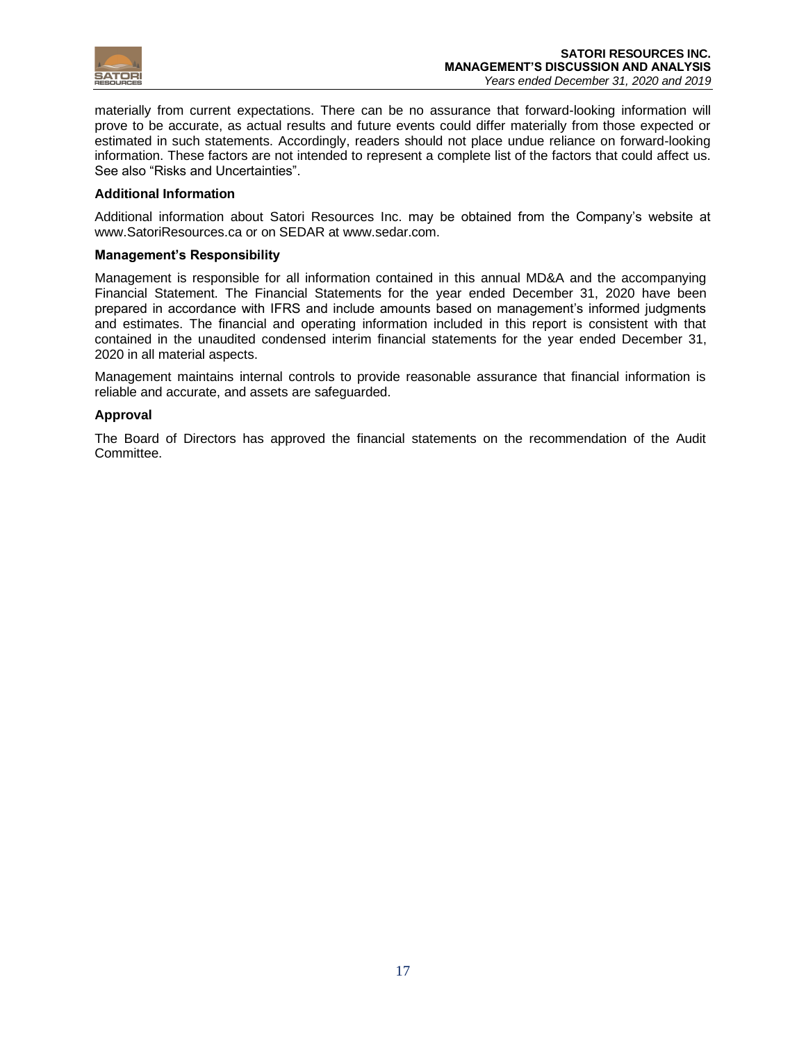materially from current expectations. There can be no assurance that forward-looking information will prove to be accurate, as actual results and future events could differ materially from those expected or estimated in such statements. Accordingly, readers should not place undue reliance on forward-looking information. These factors are not intended to represent a complete list of the factors that could affect us. See also "Risks and Uncertainties".

### Additional Information

Additional information about Satori Resources Inc. may be obtained from the Company's website at www.SatoriResources.ca or on SEDAR at www.sedar.com.

### Management's Responsibility

Management is responsible for all information contained in this annual MD&A and the accompanying Financial Statement. The Financial Statements for the year ended December 31, 2020 have been prepared in accordance with IFRS and include amounts based on management's informed judgments and estimates. The financial and operating information included in this report is consistent with that contained in the unaudited condensed interim financial statements for the year ended December 31, 2020 in all material aspects.

Management maintains internal controls to provide reasonable assurance that financial information is reliable and accurate, and assets are safeguarded.

### Approval

The Board of Directors has approved the financial statements on the recommendation of the Audit Committee.